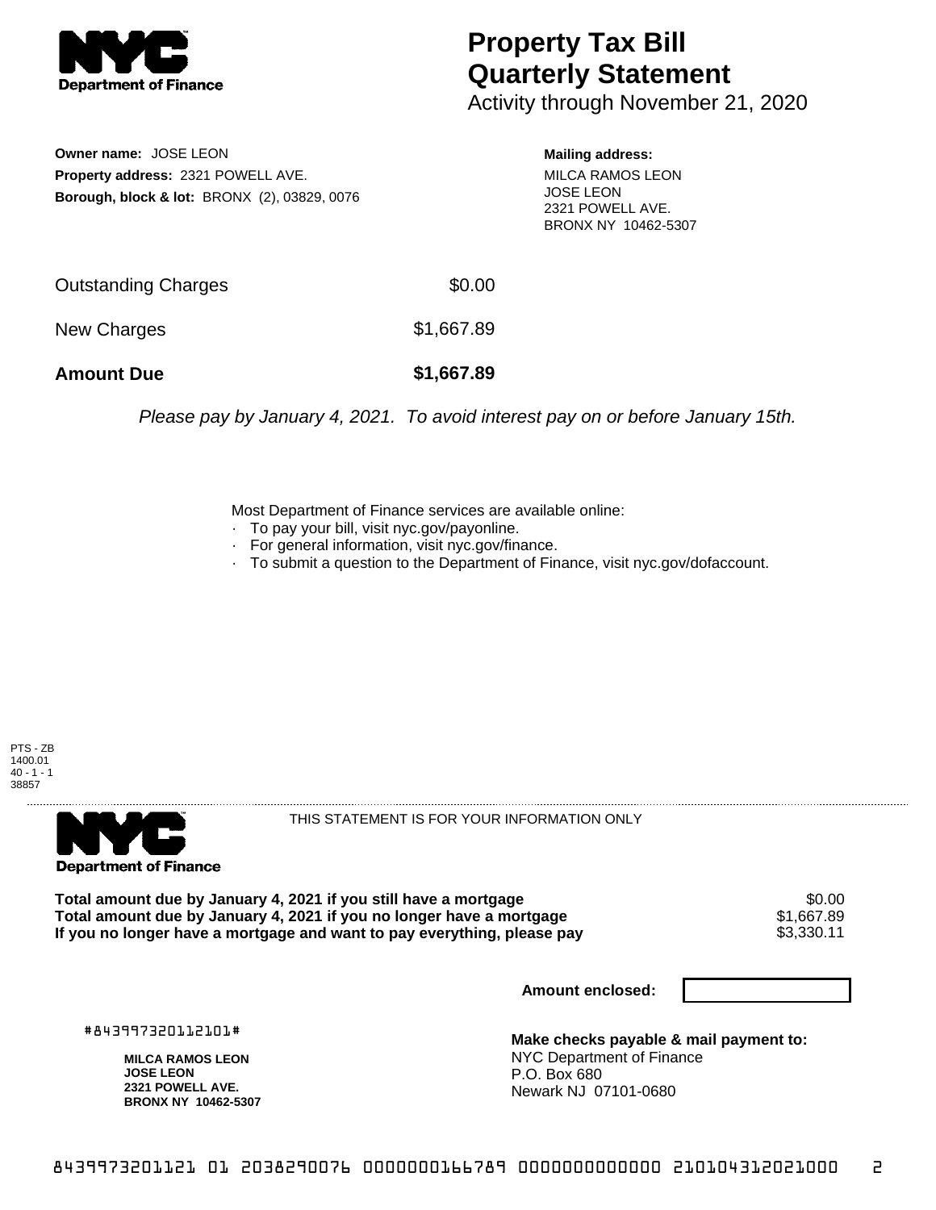**NYC Department of Finance**

# Property Tax Bill
# Quarterly Statement

Activity through November 21, 2020

**Owner name:** JOSE LEON
**Property address:** 2321 POWELL AVE.
**Borough, block & lot:** BRONX (2), 03829, 0076

**Mailing address:**
MILCA RAMOS LEON
JOSE LEON
2321 POWELL AVE.
BRONX NY 10462-5307

| | |
|---|---|
| Outstanding Charges | $0.00 |
| New Charges | $1,667.89 |
| **Amount Due** | **$1,667.89** |

*Please pay by January 4, 2021. To avoid interest pay on or before January 15th.*

Most Department of Finance services are available online:
- To pay your bill, visit nyc.gov/payonline.
- For general information, visit nyc.gov/finance.
- To submit a question to the Department of Finance, visit nyc.gov/dofaccount.

PTS - ZB
1400.01
40 - 1 - 1
38857

---

**NYC Department of Finance**

THIS STATEMENT IS FOR YOUR INFORMATION ONLY

| | |
|---|---|
| **Total amount due by January 4, 2021 if you still have a mortgage** | $0.00 |
| **Total amount due by January 4, 2021 if you no longer have a mortgage** | $1,667.89 |
| **If you no longer have a mortgage and want to pay everything, please pay** | $3,330.11 |

**Amount enclosed:**

#843997320112101#

**MILCA RAMOS LEON**
**JOSE LEON**
**2321 POWELL AVE.**
**BRONX NY 10462-5307**

**Make checks payable & mail payment to:**
NYC Department of Finance
P.O. Box 680
Newark NJ 07101-0680

843997320112101 01 2038290076 0000000166789 0000000000000 210104312021000 2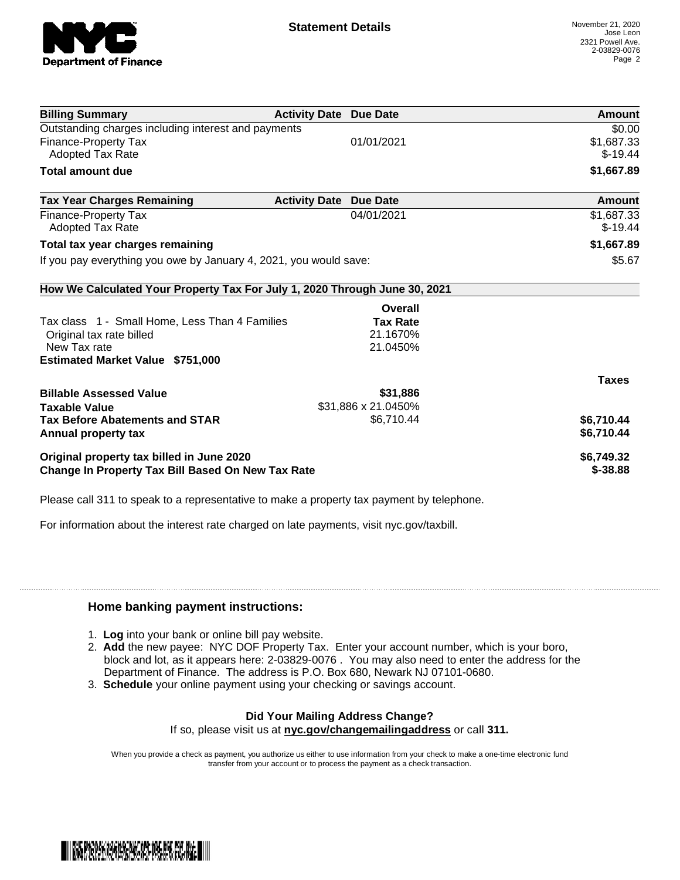Statement Details

November 21, 2020
Jose Leon
2321 Powell Ave.
2-03829-0076

| Billing Summary | Activity Date | Due Date | Amount |
|---|---|---|---|
| Outstanding charges including interest and payments | | | $0.00 |
| Finance-Property Tax | | 01/01/2021 | $1,687.33 |
| Adopted Tax Rate | | | $-19.44 |
| **Total amount due** | | | **$1,667.89** |

| Tax Year Charges Remaining | Activity Date | Due Date | Amount |
|---|---|---|---|
| Finance-Property Tax | | 04/01/2021 | $1,687.33 |
| Adopted Tax Rate | | | $-19.44 |
| **Total tax year charges remaining** | | | **$1,667.89** |
| If you pay everything you owe by January 4, 2021, you would save: | | | $5.67 |

**How We Calculated Your Property Tax For July 1, 2020 Through June 30, 2021**

| | Overall Tax Rate | Taxes |
|---|---|---|
| Tax class 1 - Small Home, Less Than 4 Families | | |
| Original tax rate billed | 21.1670% | |
| New Tax rate | 21.0450% | |
| **Estimated Market Value $751,000** | | |
| **Billable Assessed Value** | **$31,886** | |
| **Taxable Value** | $31,886 x 21.0450% | |
| **Tax Before Abatements and STAR** | $6,710.44 | **$6,710.44** |
| **Annual property tax** | | **$6,710.44** |
| **Original property tax billed in June 2020** | | **$6,749.32** |
| **Change In Property Tax Bill Based On New Tax Rate** | | **$-38.88** |

Please call 311 to speak to a representative to make a property tax payment by telephone.

For information about the interest rate charged on late payments, visit nyc.gov/taxbill.

## Home banking payment instructions:

1. **Log** into your bank or online bill pay website.
2. **Add** the new payee: NYC DOF Property Tax. Enter your account number, which is your boro, block and lot, as it appears here: 2-03829-0076 . You may also need to enter the address for the Department of Finance. The address is P.O. Box 680, Newark NJ 07101-0680.
3. **Schedule** your online payment using your checking or savings account.

**Did Your Mailing Address Change?**
If so, please visit us at **nyc.gov/changemailingaddress** or call **311.**

When you provide a check as payment, you authorize us either to use information from your check to make a one-time electronic fund transfer from your account or to process the payment as a check transaction.